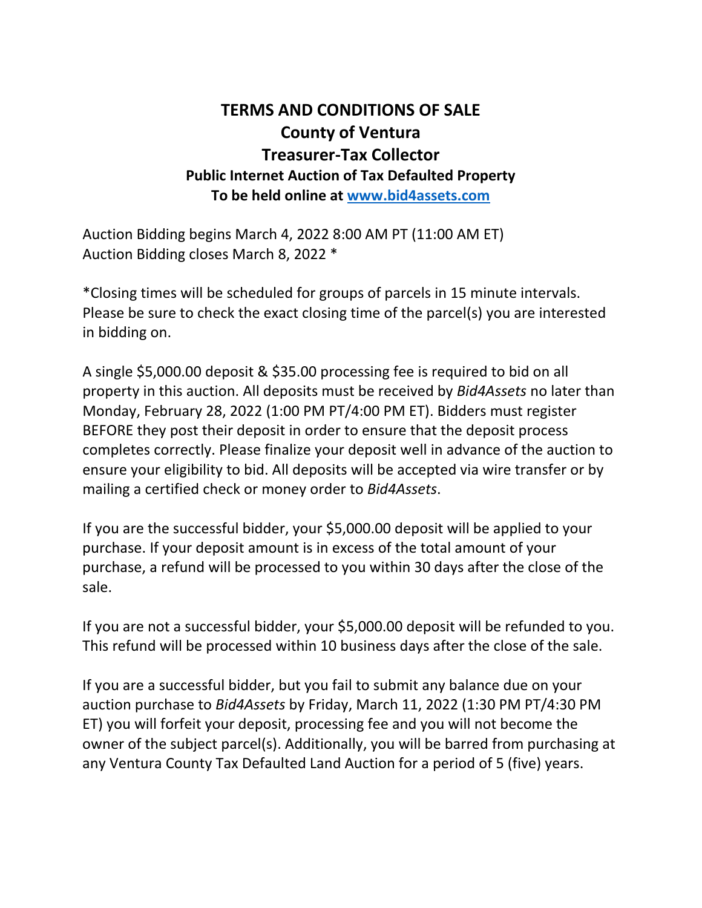# TERMS AND CONDITIONS OF SALE
# County of Ventura
# Treasurer-Tax Collector
### Public Internet Auction of Tax Defaulted Property
### To be held online at [www.bid4assets.com](www.bid4assets.com)

Auction Bidding begins March 4, 2022 8:00 AM PT (11:00 AM ET)
Auction Bidding closes March 8, 2022 *

*Closing times will be scheduled for groups of parcels in 15 minute intervals. Please be sure to check the exact closing time of the parcel(s) you are interested in bidding on.

A single $5,000.00 deposit & $35.00 processing fee is required to bid on all property in this auction. All deposits must be received by *Bid4Assets* no later than Monday, February 28, 2022 (1:00 PM PT/4:00 PM ET). Bidders must register BEFORE they post their deposit in order to ensure that the deposit process completes correctly. Please finalize your deposit well in advance of the auction to ensure your eligibility to bid. All deposits will be accepted via wire transfer or by mailing a certified check or money order to *Bid4Assets*.

If you are the successful bidder, your $5,000.00 deposit will be applied to your purchase. If your deposit amount is in excess of the total amount of your purchase, a refund will be processed to you within 30 days after the close of the sale.

If you are not a successful bidder, your $5,000.00 deposit will be refunded to you. This refund will be processed within 10 business days after the close of the sale.

If you are a successful bidder, but you fail to submit any balance due on your auction purchase to *Bid4Assets* by Friday, March 11, 2022 (1:30 PM PT/4:30 PM ET) you will forfeit your deposit, processing fee and you will not become the owner of the subject parcel(s). Additionally, you will be barred from purchasing at any Ventura County Tax Defaulted Land Auction for a period of 5 (five) years.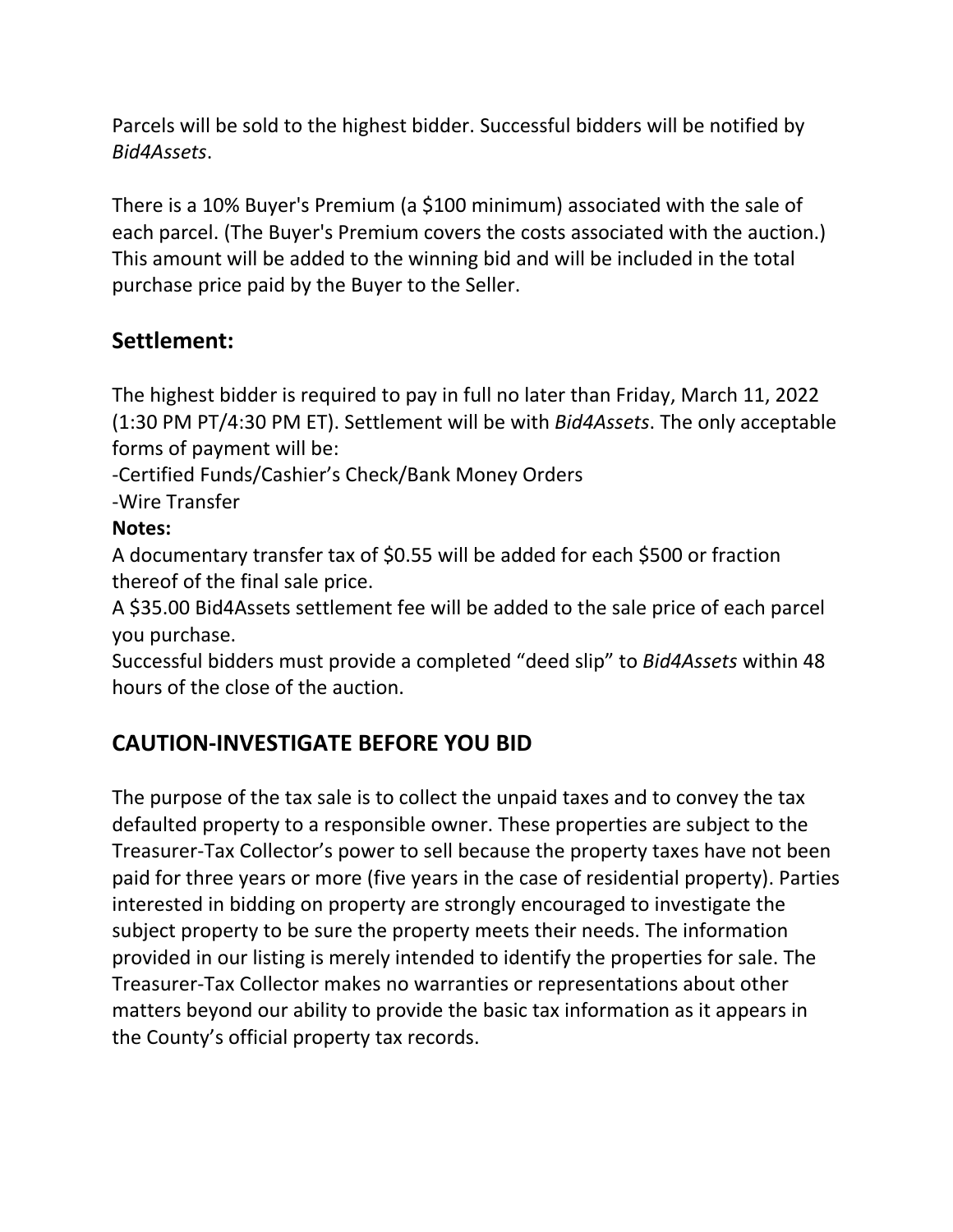Parcels will be sold to the highest bidder. Successful bidders will be notified by *Bid4Assets*.

There is a 10% Buyer's Premium (a $100 minimum) associated with the sale of each parcel. (The Buyer's Premium covers the costs associated with the auction.) This amount will be added to the winning bid and will be included in the total purchase price paid by the Buyer to the Seller.

## Settlement:

The highest bidder is required to pay in full no later than Friday, March 11, 2022 (1:30 PM PT/4:30 PM ET). Settlement will be with *Bid4Assets*. The only acceptable forms of payment will be:

-Certified Funds/Cashier's Check/Bank Money Orders

-Wire Transfer

**Notes:**

A documentary transfer tax of $0.55 will be added for each $500 or fraction thereof of the final sale price.

A $35.00 Bid4Assets settlement fee will be added to the sale price of each parcel you purchase.

Successful bidders must provide a completed "deed slip" to *Bid4Assets* within 48 hours of the close of the auction.

## CAUTION-INVESTIGATE BEFORE YOU BID

The purpose of the tax sale is to collect the unpaid taxes and to convey the tax defaulted property to a responsible owner. These properties are subject to the Treasurer-Tax Collector's power to sell because the property taxes have not been paid for three years or more (five years in the case of residential property). Parties interested in bidding on property are strongly encouraged to investigate the subject property to be sure the property meets their needs. The information provided in our listing is merely intended to identify the properties for sale. The Treasurer-Tax Collector makes no warranties or representations about other matters beyond our ability to provide the basic tax information as it appears in the County's official property tax records.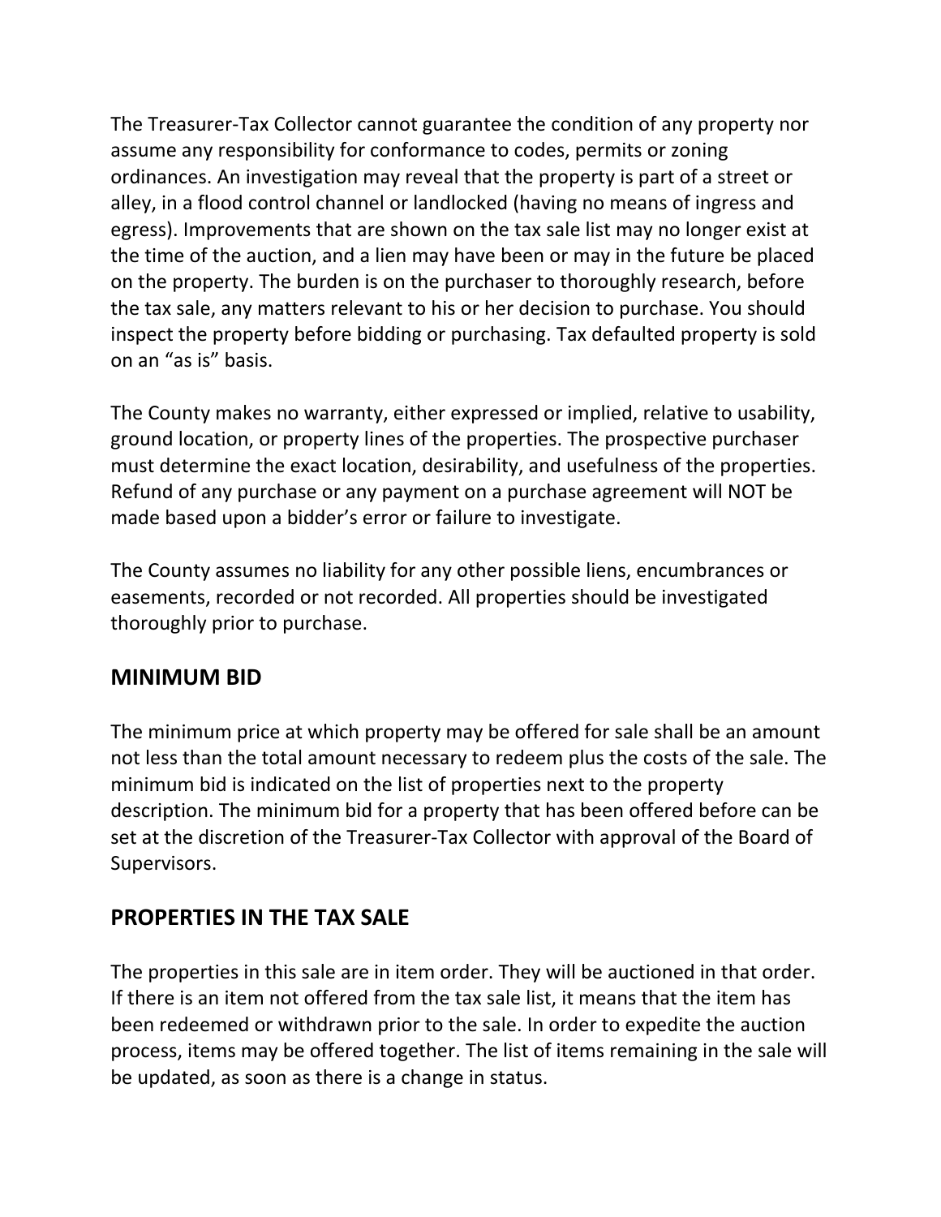The Treasurer-Tax Collector cannot guarantee the condition of any property nor assume any responsibility for conformance to codes, permits or zoning ordinances. An investigation may reveal that the property is part of a street or alley, in a flood control channel or landlocked (having no means of ingress and egress). Improvements that are shown on the tax sale list may no longer exist at the time of the auction, and a lien may have been or may in the future be placed on the property. The burden is on the purchaser to thoroughly research, before the tax sale, any matters relevant to his or her decision to purchase. You should inspect the property before bidding or purchasing. Tax defaulted property is sold on an “as is” basis.

The County makes no warranty, either expressed or implied, relative to usability, ground location, or property lines of the properties. The prospective purchaser must determine the exact location, desirability, and usefulness of the properties. Refund of any purchase or any payment on a purchase agreement will NOT be made based upon a bidder’s error or failure to investigate.

The County assumes no liability for any other possible liens, encumbrances or easements, recorded or not recorded. All properties should be investigated thoroughly prior to purchase.

## MINIMUM BID

The minimum price at which property may be offered for sale shall be an amount not less than the total amount necessary to redeem plus the costs of the sale. The minimum bid is indicated on the list of properties next to the property description. The minimum bid for a property that has been offered before can be set at the discretion of the Treasurer-Tax Collector with approval of the Board of Supervisors.

## PROPERTIES IN THE TAX SALE

The properties in this sale are in item order. They will be auctioned in that order. If there is an item not offered from the tax sale list, it means that the item has been redeemed or withdrawn prior to the sale. In order to expedite the auction process, items may be offered together. The list of items remaining in the sale will be updated, as soon as there is a change in status.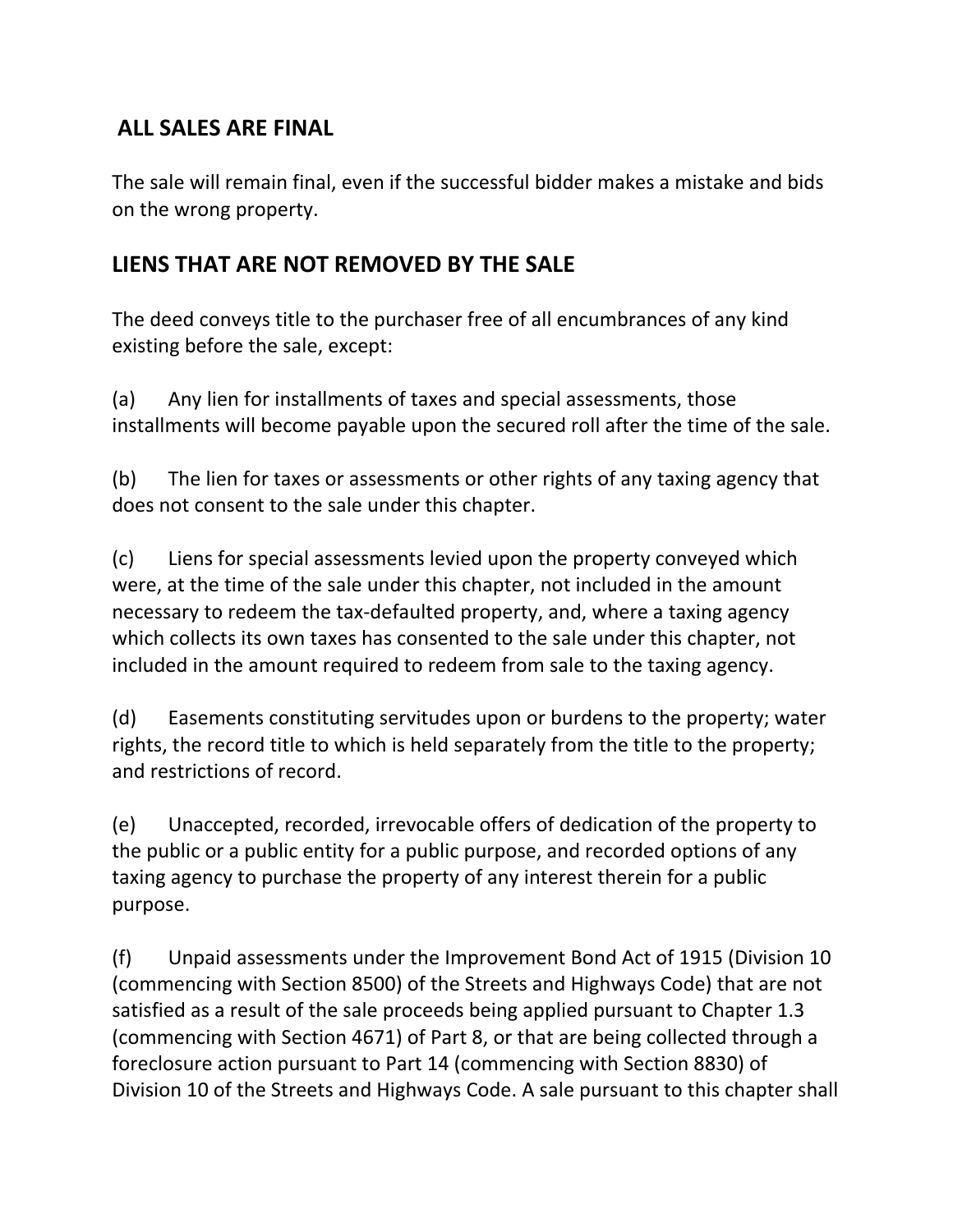## ALL SALES ARE FINAL

The sale will remain final, even if the successful bidder makes a mistake and bids on the wrong property.

## LIENS THAT ARE NOT REMOVED BY THE SALE

The deed conveys title to the purchaser free of all encumbrances of any kind existing before the sale, except:

(a) Any lien for installments of taxes and special assessments, those installments will become payable upon the secured roll after the time of the sale.

(b) The lien for taxes or assessments or other rights of any taxing agency that does not consent to the sale under this chapter.

(c) Liens for special assessments levied upon the property conveyed which were, at the time of the sale under this chapter, not included in the amount necessary to redeem the tax-defaulted property, and, where a taxing agency which collects its own taxes has consented to the sale under this chapter, not included in the amount required to redeem from sale to the taxing agency.

(d) Easements constituting servitudes upon or burdens to the property; water rights, the record title to which is held separately from the title to the property; and restrictions of record.

(e) Unaccepted, recorded, irrevocable offers of dedication of the property to the public or a public entity for a public purpose, and recorded options of any taxing agency to purchase the property of any interest therein for a public purpose.

(f) Unpaid assessments under the Improvement Bond Act of 1915 (Division 10 (commencing with Section 8500) of the Streets and Highways Code) that are not satisfied as a result of the sale proceeds being applied pursuant to Chapter 1.3 (commencing with Section 4671) of Part 8, or that are being collected through a foreclosure action pursuant to Part 14 (commencing with Section 8830) of Division 10 of the Streets and Highways Code. A sale pursuant to this chapter shall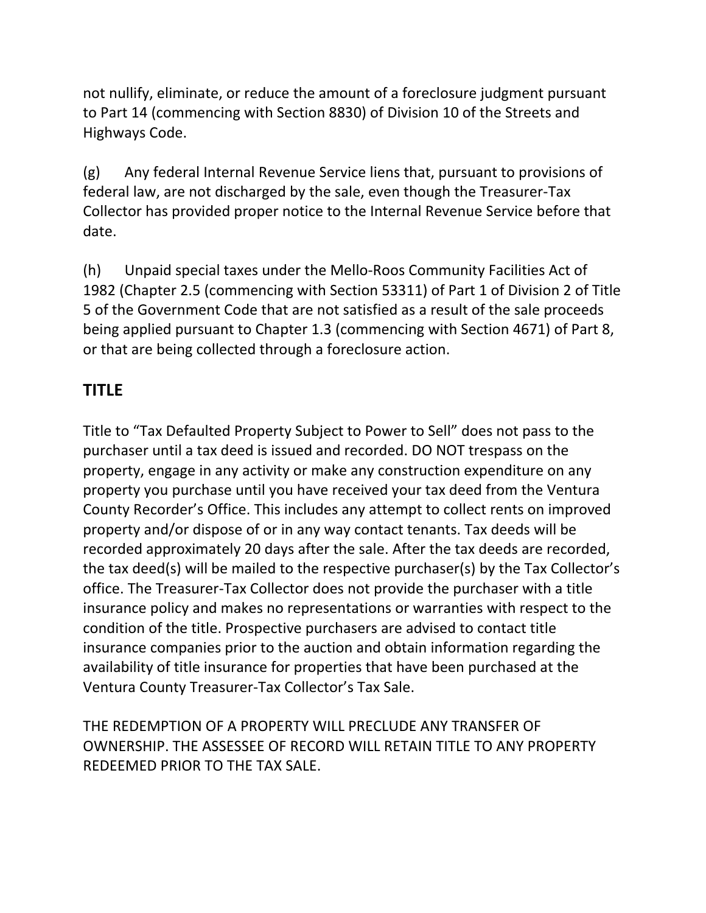not nullify, eliminate, or reduce the amount of a foreclosure judgment pursuant to Part 14 (commencing with Section 8830) of Division 10 of the Streets and Highways Code.

(g) Any federal Internal Revenue Service liens that, pursuant to provisions of federal law, are not discharged by the sale, even though the Treasurer-Tax Collector has provided proper notice to the Internal Revenue Service before that date.

(h) Unpaid special taxes under the Mello-Roos Community Facilities Act of 1982 (Chapter 2.5 (commencing with Section 53311) of Part 1 of Division 2 of Title 5 of the Government Code that are not satisfied as a result of the sale proceeds being applied pursuant to Chapter 1.3 (commencing with Section 4671) of Part 8, or that are being collected through a foreclosure action.

## TITLE

Title to "Tax Defaulted Property Subject to Power to Sell" does not pass to the purchaser until a tax deed is issued and recorded. DO NOT trespass on the property, engage in any activity or make any construction expenditure on any property you purchase until you have received your tax deed from the Ventura County Recorder's Office. This includes any attempt to collect rents on improved property and/or dispose of or in any way contact tenants. Tax deeds will be recorded approximately 20 days after the sale. After the tax deeds are recorded, the tax deed(s) will be mailed to the respective purchaser(s) by the Tax Collector's office. The Treasurer-Tax Collector does not provide the purchaser with a title insurance policy and makes no representations or warranties with respect to the condition of the title. Prospective purchasers are advised to contact title insurance companies prior to the auction and obtain information regarding the availability of title insurance for properties that have been purchased at the Ventura County Treasurer-Tax Collector's Tax Sale.

THE REDEMPTION OF A PROPERTY WILL PRECLUDE ANY TRANSFER OF OWNERSHIP. THE ASSESSEE OF RECORD WILL RETAIN TITLE TO ANY PROPERTY REDEEMED PRIOR TO THE TAX SALE.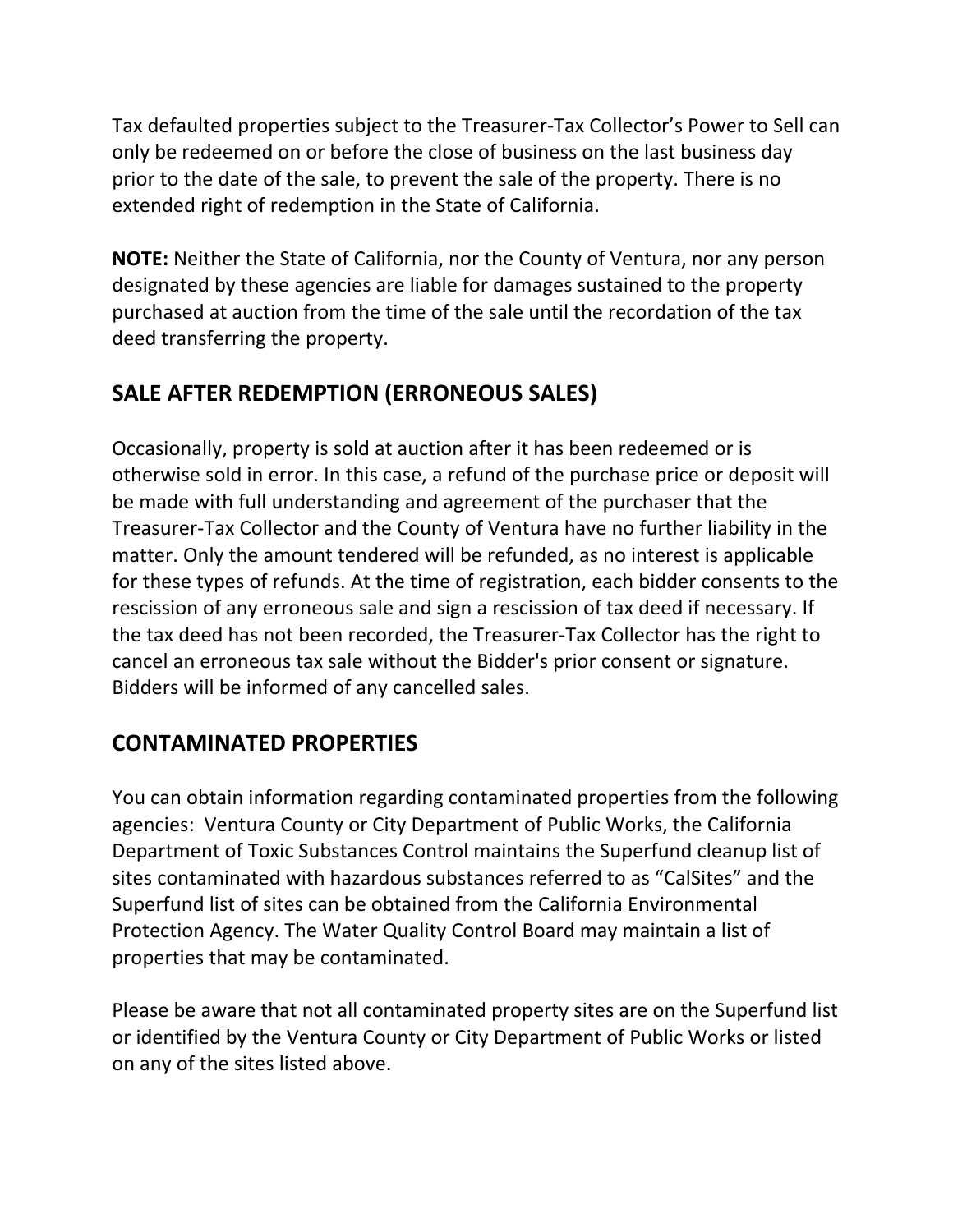Tax defaulted properties subject to the Treasurer-Tax Collector's Power to Sell can only be redeemed on or before the close of business on the last business day prior to the date of the sale, to prevent the sale of the property. There is no extended right of redemption in the State of California.

**NOTE:** Neither the State of California, nor the County of Ventura, nor any person designated by these agencies are liable for damages sustained to the property purchased at auction from the time of the sale until the recordation of the tax deed transferring the property.

## SALE AFTER REDEMPTION (ERRONEOUS SALES)

Occasionally, property is sold at auction after it has been redeemed or is otherwise sold in error. In this case, a refund of the purchase price or deposit will be made with full understanding and agreement of the purchaser that the Treasurer-Tax Collector and the County of Ventura have no further liability in the matter. Only the amount tendered will be refunded, as no interest is applicable for these types of refunds. At the time of registration, each bidder consents to the rescission of any erroneous sale and sign a rescission of tax deed if necessary. If the tax deed has not been recorded, the Treasurer-Tax Collector has the right to cancel an erroneous tax sale without the Bidder's prior consent or signature. Bidders will be informed of any cancelled sales.

## CONTAMINATED PROPERTIES

You can obtain information regarding contaminated properties from the following agencies: Ventura County or City Department of Public Works, the California Department of Toxic Substances Control maintains the Superfund cleanup list of sites contaminated with hazardous substances referred to as "CalSites" and the Superfund list of sites can be obtained from the California Environmental Protection Agency. The Water Quality Control Board may maintain a list of properties that may be contaminated.

Please be aware that not all contaminated property sites are on the Superfund list or identified by the Ventura County or City Department of Public Works or listed on any of the sites listed above.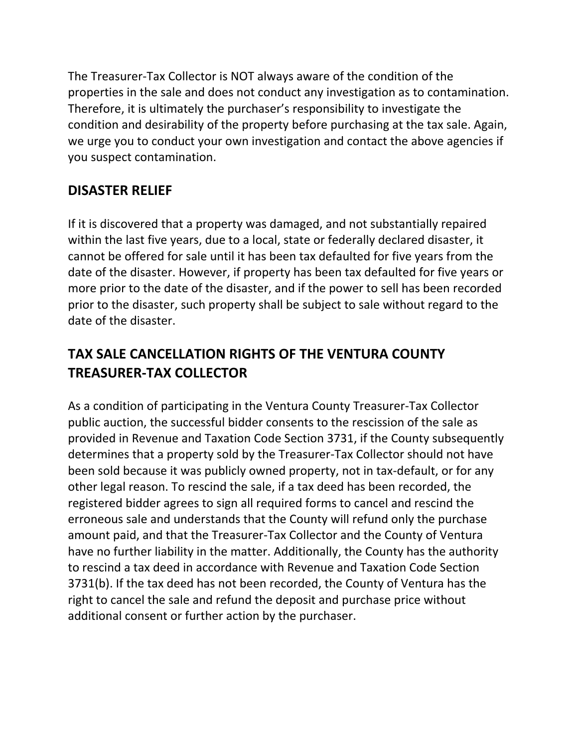The Treasurer-Tax Collector is NOT always aware of the condition of the properties in the sale and does not conduct any investigation as to contamination. Therefore, it is ultimately the purchaser's responsibility to investigate the condition and desirability of the property before purchasing at the tax sale. Again, we urge you to conduct your own investigation and contact the above agencies if you suspect contamination.

## DISASTER RELIEF

If it is discovered that a property was damaged, and not substantially repaired within the last five years, due to a local, state or federally declared disaster, it cannot be offered for sale until it has been tax defaulted for five years from the date of the disaster. However, if property has been tax defaulted for five years or more prior to the date of the disaster, and if the power to sell has been recorded prior to the disaster, such property shall be subject to sale without regard to the date of the disaster.

## TAX SALE CANCELLATION RIGHTS OF THE VENTURA COUNTY TREASURER-TAX COLLECTOR

As a condition of participating in the Ventura County Treasurer-Tax Collector public auction, the successful bidder consents to the rescission of the sale as provided in Revenue and Taxation Code Section 3731, if the County subsequently determines that a property sold by the Treasurer-Tax Collector should not have been sold because it was publicly owned property, not in tax-default, or for any other legal reason. To rescind the sale, if a tax deed has been recorded, the registered bidder agrees to sign all required forms to cancel and rescind the erroneous sale and understands that the County will refund only the purchase amount paid, and that the Treasurer-Tax Collector and the County of Ventura have no further liability in the matter. Additionally, the County has the authority to rescind a tax deed in accordance with Revenue and Taxation Code Section 3731(b). If the tax deed has not been recorded, the County of Ventura has the right to cancel the sale and refund the deposit and purchase price without additional consent or further action by the purchaser.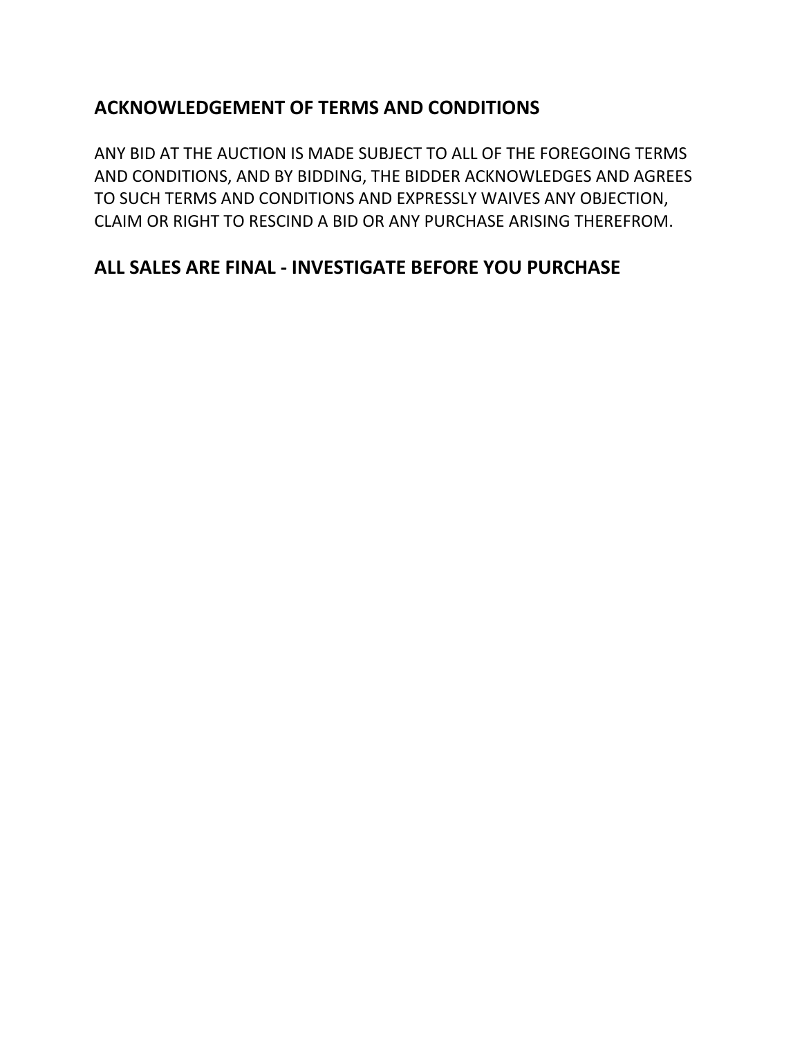## ACKNOWLEDGEMENT OF TERMS AND CONDITIONS

ANY BID AT THE AUCTION IS MADE SUBJECT TO ALL OF THE FOREGOING TERMS AND CONDITIONS, AND BY BIDDING, THE BIDDER ACKNOWLEDGES AND AGREES TO SUCH TERMS AND CONDITIONS AND EXPRESSLY WAIVES ANY OBJECTION, CLAIM OR RIGHT TO RESCIND A BID OR ANY PURCHASE ARISING THEREFROM.

## ALL SALES ARE FINAL - INVESTIGATE BEFORE YOU PURCHASE